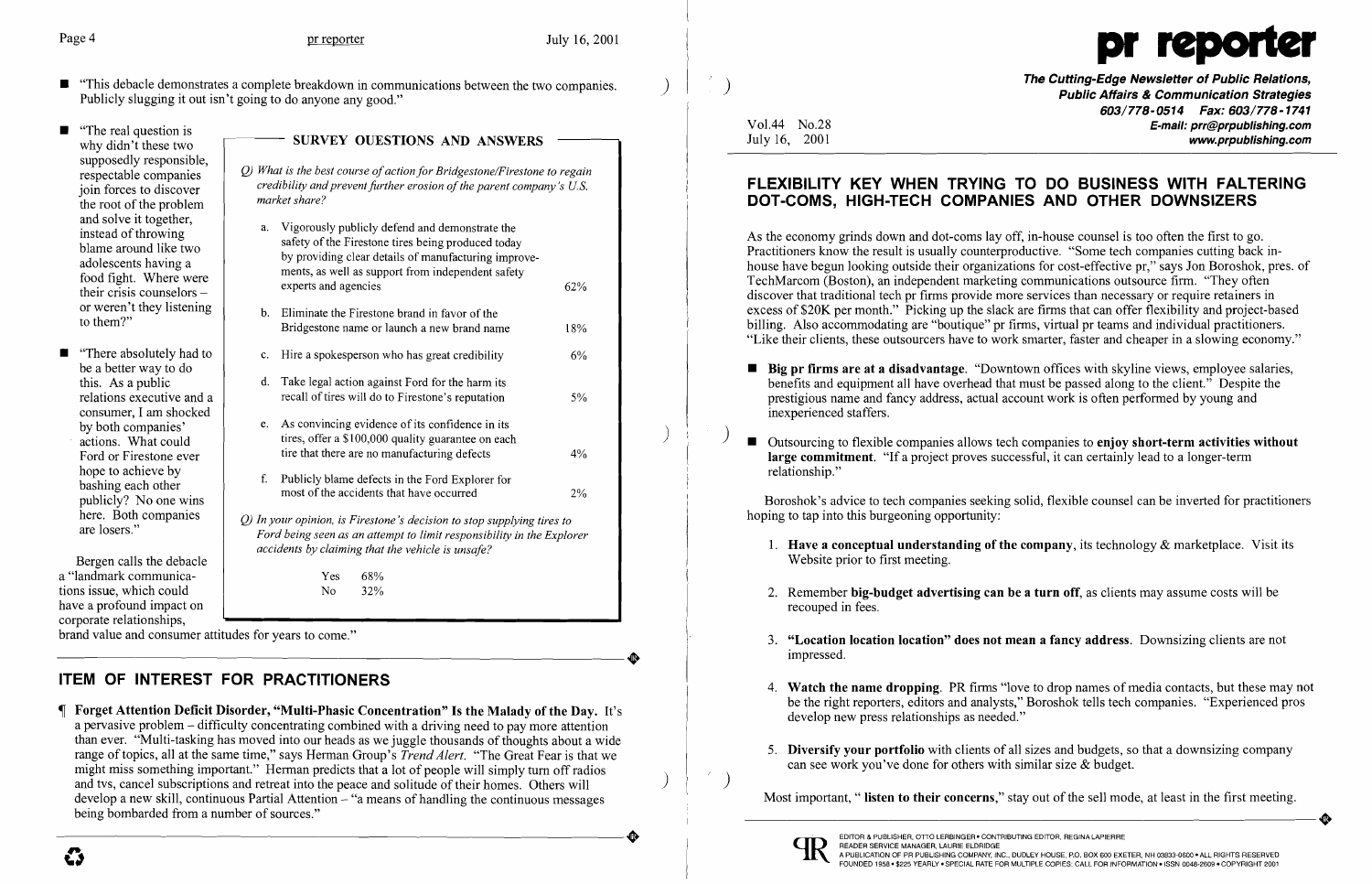- "This debacle demonstrates a complete breakdown in communications between the two companies. Publicly slugging it out isn't going to do anyone any good."

- "The real question is why didn't these two supposedly responsible, respectable companies join forces to discover the root of the problem and solve it together, instead of throwing blame around like two adolescents having a food fight. Where were their crisis counselors – or weren't they listening to them?"

- "There absolutely had to be a better way to do this. As a public relations executive and a consumer, I am shocked by both companies' actions. What could Ford or Firestone ever hope to achieve by bashing each other publicly? No one wins here. Both companies are losers."

Bergen calls the debacle a "landmark communications issue, which could have a profound impact on corporate relationships, brand value and consumer attitudes for years to come."

### SURVEY QUESTIONS AND ANSWERS

*Q) What is the best course of action for Bridgestone/Firestone to regain credibility and prevent further erosion of the parent company's U.S. market share?*

| | |
|---|---|
| a. Vigorously publicly defend and demonstrate the safety of the Firestone tires being produced today by providing clear details of manufacturing improvements, as well as support from independent safety experts and agencies | 62% |
| b. Eliminate the Firestone brand in favor of the Bridgestone name or launch a new brand name | 18% |
| c. Hire a spokesperson who has great credibility | 6% |
| d. Take legal action against Ford for the harm its recall of tires will do to Firestone's reputation | 5% |
| e. As convincing evidence of its confidence in its tires, offer a $100,000 quality guarantee on each tire that there are no manufacturing defects | 4% |
| f. Publicly blame defects in the Ford Explorer for most of the accidents that have occurred | 2% |

*Q) In your opinion, is Firestone's decision to stop supplying tires to Ford being seen as an attempt to limit responsibility in the Explorer accidents by claiming that the vehicle is unsafe?*

| | |
|---|---|
| Yes | 68% |
| No | 32% |

## ITEM OF INTEREST FOR PRACTITIONERS

¶ **Forget Attention Deficit Disorder, "Multi-Phasic Concentration" Is the Malady of the Day.** It's a pervasive problem – difficulty concentrating combined with a driving need to pay more attention than ever. "Multi-tasking has moved into our heads as we juggle thousands of thoughts about a wide range of topics, all at the same time," says Herman Group's *Trend Alert*. "The Great Fear is that we might miss something important." Herman predicts that a lot of people will simply turn off radios and tvs, cancel subscriptions and retreat into the peace and solitude of their homes. Others will develop a new skill, continuous Partial Attention – "a means of handling the continuous messages being bombarded from a number of sources."

# pr reporter

**The Cutting-Edge Newsletter of Public Relations, Public Affairs & Communication Strategies**
603/778-0514 Fax: 603/778-1741
E-mail: prr@prpublishing.com
www.prpublishing.com

Vol.44 No.28
July 16, 2001

## FLEXIBILITY KEY WHEN TRYING TO DO BUSINESS WITH FALTERING DOT-COMS, HIGH-TECH COMPANIES AND OTHER DOWNSIZERS

As the economy grinds down and dot-coms lay off, in-house counsel is too often the first to go. Practitioners know the result is usually counterproductive. "Some tech companies cutting back in-house have begun looking outside their organizations for cost-effective pr," says Jon Boroshok, pres. of TechMarcom (Boston), an independent marketing communications outsource firm. "They often discover that traditional tech pr firms provide more services than necessary or require retainers in excess of $20K per month." Picking up the slack are firms that can offer flexibility and project-based billing. Also accommodating are "boutique" pr firms, virtual pr teams and individual practitioners. "Like their clients, these outsourcers have to work smarter, faster and cheaper in a slowing economy."

- **Big pr firms are at a disadvantage**. "Downtown offices with skyline views, employee salaries, benefits and equipment all have overhead that must be passed along to the client." Despite the prestigious name and fancy address, actual account work is often performed by young and inexperienced staffers.

- Outsourcing to flexible companies allows tech companies to **enjoy short-term activities without large commitment**. "If a project proves successful, it can certainly lead to a longer-term relationship."

Boroshok's advice to tech companies seeking solid, flexible counsel can be inverted for practitioners hoping to tap into this burgeoning opportunity:

1. **Have a conceptual understanding of the company**, its technology & marketplace. Visit its Website prior to first meeting.

2. Remember **big-budget advertising can be a turn off**, as clients may assume costs will be recouped in fees.

3. **"Location location location" does not mean a fancy address**. Downsizing clients are not impressed.

4. **Watch the name dropping**. PR firms "love to drop names of media contacts, but these may not be the right reporters, editors and analysts," Boroshok tells tech companies. "Experienced pros develop new press relationships as needed."

5. **Diversify your portfolio** with clients of all sizes and budgets, so that a downsizing company can see work you've done for others with similar size & budget.

Most important, "**listen to their concerns**," stay out of the sell mode, at least in the first meeting.

EDITOR & PUBLISHER, OTTO LERBINGER • CONTRIBUTING EDITOR, REGINA LAPIERRE
READER SERVICE MANAGER, LAURIE ELDRIDGE
A PUBLICATION OF PR PUBLISHING COMPANY, INC., DUDLEY HOUSE, P.O. BOX 600 EXETER, NH 03833-0600 • ALL RIGHTS RESERVED
FOUNDED 1958 • $225 YEARLY • SPECIAL RATE FOR MULTIPLE COPIES: CALL FOR INFORMATION • ISSN 0048-2609 • COPYRIGHT 2001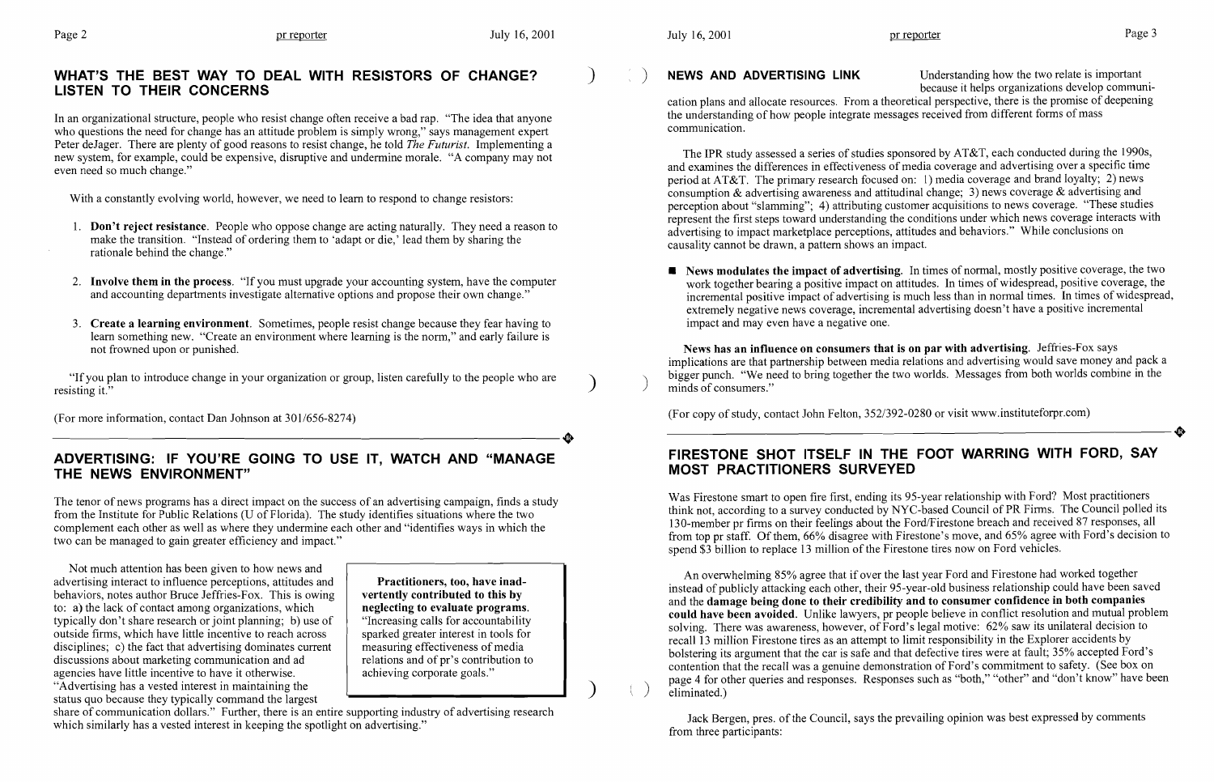## WHAT'S THE BEST WAY TO DEAL WITH RESISTORS OF CHANGE? LISTEN TO THEIR CONCERNS

In an organizational structure, people who resist change often receive a bad rap. "The idea that anyone who questions the need for change has an attitude problem is simply wrong," says management expert Peter deJager. There are plenty of good reasons to resist change, he told *The Futurist*. Implementing a new system, for example, could be expensive, disruptive and undermine morale. "A company may not even need so much change."

With a constantly evolving world, however, we need to learn to respond to change resistors:

1. **Don't reject resistance**. People who oppose change are acting naturally. They need a reason to make the transition. "Instead of ordering them to 'adapt or die,' lead them by sharing the rationale behind the change."

2. **Involve them in the process**. "If you must upgrade your accounting system, have the computer and accounting departments investigate alternative options and propose their own change."

3. **Create a learning environment**. Sometimes, people resist change because they fear having to learn something new. "Create an environment where learning is the norm," and early failure is not frowned upon or punished.

"If you plan to introduce change in your organization or group, listen carefully to the people who are resisting it."

(For more information, contact Dan Johnson at 301/656-8274)

## ADVERTISING: IF YOU'RE GOING TO USE IT, WATCH AND "MANAGE THE NEWS ENVIRONMENT"

The tenor of news programs has a direct impact on the success of an advertising campaign, finds a study from the Institute for Public Relations (U of Florida). The study identifies situations where the two complement each other as well as where they undermine each other and "identifies ways in which the two can be managed to gain greater efficiency and impact."

Not much attention has been given to how news and advertising interact to influence perceptions, attitudes and behaviors, notes author Bruce Jeffries-Fox. This is owing to: a) the lack of contact among organizations, which typically don't share research or joint planning; b) use of outside firms, which have little incentive to reach across disciplines; c) the fact that advertising dominates current discussions about marketing communication and ad agencies have little incentive to have it otherwise. "Advertising has a vested interest in maintaining the status quo because they typically command the largest share of communication dollars." Further, there is an entire supporting industry of advertising research which similarly has a vested interest in keeping the spotlight on advertising."

**Practitioners, too, have inadvertently contributed to this by neglecting to evaluate programs.** "Increasing calls for accountability sparked greater interest in tools for measuring effectiveness of media relations and of pr's contribution to achieving corporate goals."

**NEWS AND ADVERTISING LINK** Understanding how the two relate is important because it helps organizations develop communication plans and allocate resources. From a theoretical perspective, there is the promise of deepening the understanding of how people integrate messages received from different forms of mass communication.

The IPR study assessed a series of studies sponsored by AT&T, each conducted during the 1990s, and examines the differences in effectiveness of media coverage and advertising over a specific time period at AT&T. The primary research focused on: 1) media coverage and brand loyalty; 2) news consumption & advertising awareness and attitudinal change; 3) news coverage & advertising and perception about "slamming"; 4) attributing customer acquisitions to news coverage. "These studies represent the first steps toward understanding the conditions under which news coverage interacts with advertising to impact marketplace perceptions, attitudes and behaviors." While conclusions on causality cannot be drawn, a pattern shows an impact.

- **News modulates the impact of advertising**. In times of normal, mostly positive coverage, the two work together bearing a positive impact on attitudes. In times of widespread, positive coverage, the incremental positive impact of advertising is much less than in normal times. In times of widespread, extremely negative news coverage, incremental advertising doesn't have a positive incremental impact and may even have a negative one.

**News has an influence on consumers that is on par with advertising**. Jeffries-Fox says implications are that partnership between media relations and advertising would save money and pack a bigger punch. "We need to bring together the two worlds. Messages from both worlds combine in the minds of consumers."

(For copy of study, contact John Felton, 352/392-0280 or visit www.instituteforpr.com)

## FIRESTONE SHOT ITSELF IN THE FOOT WARRING WITH FORD, SAY MOST PRACTITIONERS SURVEYED

Was Firestone smart to open fire first, ending its 95-year relationship with Ford? Most practitioners think not, according to a survey conducted by NYC-based Council of PR Firms. The Council polled its 130-member pr firms on their feelings about the Ford/Firestone breach and received 87 responses, all from top pr staff. Of them, 66% disagree with Firestone's move, and 65% agree with Ford's decision to spend $3 billion to replace 13 million of the Firestone tires now on Ford vehicles.

An overwhelming 85% agree that if over the last year Ford and Firestone had worked together instead of publicly attacking each other, their 95-year-old business relationship could have been saved and the **damage being done to their credibility and to consumer confidence in both companies could have been avoided**. Unlike lawyers, pr people believe in conflict resolution and mutual problem solving. There was awareness, however, of Ford's legal motive: 62% saw its unilateral decision to recall 13 million Firestone tires as an attempt to limit responsibility in the Explorer accidents by bolstering its argument that the car is safe and that defective tires were at fault; 35% accepted Ford's contention that the recall was a genuine demonstration of Ford's commitment to safety. (See box on page 4 for other queries and responses. Responses such as "both," "other" and "don't know" have been eliminated.)

Jack Bergen, pres. of the Council, says the prevailing opinion was best expressed by comments from three participants: